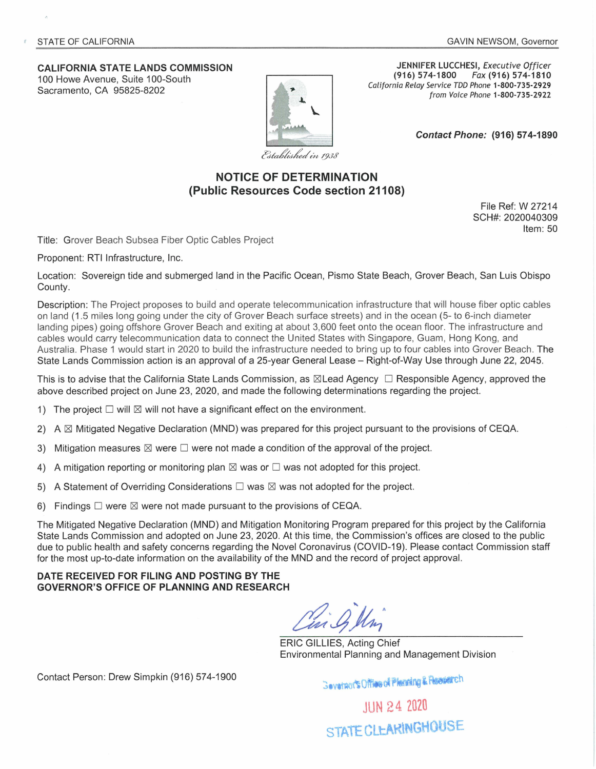STATE OF CALIFORNIA GAVIN NEWSOM, Governor

**CALIFORNIA STATE LANDS COMMISSION**
100 Howe Avenue, Suite 100-South
Sacramento, CA 95825-8202

*Established in 1938*

**JENNIFER LUCCHESI**, *Executive Officer*
**(916) 574-1800** *Fax* **(916) 574-1810**
*California Relay Service TDD Phone* **1-800-735-2929**
*from Voice Phone* **1-800-735-2922**

***Contact Phone:*** **(916) 574-1890**

## NOTICE OF DETERMINATION
## (Public Resources Code section 21108)

File Ref: W 27214
SCH#: 2020040309
Item: 50

Title: Grover Beach Subsea Fiber Optic Cables Project

Proponent: RTI Infrastructure, Inc.

Location: Sovereign tide and submerged land in the Pacific Ocean, Pismo State Beach, Grover Beach, San Luis Obispo County.

Description: The Project proposes to build and operate telecommunication infrastructure that will house fiber optic cables on land (1.5 miles long going under the city of Grover Beach surface streets) and in the ocean (5- to 6-inch diameter landing pipes) going offshore Grover Beach and exiting at about 3,600 feet onto the ocean floor. The infrastructure and cables would carry telecommunication data to connect the United States with Singapore, Guam, Hong Kong, and Australia. Phase 1 would start in 2020 to build the infrastructure needed to bring up to four cables into Grover Beach. The State Lands Commission action is an approval of a 25-year General Lease – Right-of-Way Use through June 22, 2045.

This is to advise that the California State Lands Commission, as ☒Lead Agency ☐ Responsible Agency, approved the above described project on June 23, 2020, and made the following determinations regarding the project.

1) The project ☐ will ☒ will not have a significant effect on the environment.
2) A ☒ Mitigated Negative Declaration (MND) was prepared for this project pursuant to the provisions of CEQA.
3) Mitigation measures ☒ were ☐ were not made a condition of the approval of the project.
4) A mitigation reporting or monitoring plan ☒ was or ☐ was not adopted for this project.
5) A Statement of Overriding Considerations ☐ was ☒ was not adopted for the project.
6) Findings ☐ were ☒ were not made pursuant to the provisions of CEQA.

The Mitigated Negative Declaration (MND) and Mitigation Monitoring Program prepared for this project by the California State Lands Commission and adopted on June 23, 2020. At this time, the Commission's offices are closed to the public due to public health and safety concerns regarding the Novel Coronavirus (COVID-19). Please contact Commission staff for the most up-to-date information on the availability of the MND and the record of project approval.

**DATE RECEIVED FOR FILING AND POSTING BY THE GOVERNOR'S OFFICE OF PLANNING AND RESEARCH**

ERIC GILLIES, Acting Chief
Environmental Planning and Management Division

Contact Person: Drew Simpkin (916) 574-1900

Governor's Office of Planning & Research
JUN 24 2020
STATE CLEARINGHOUSE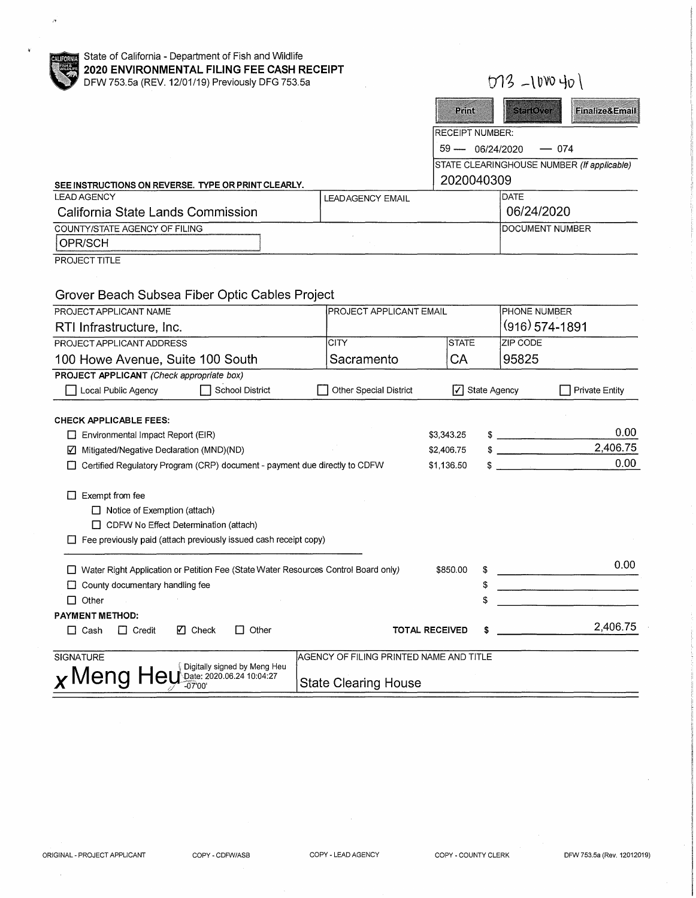State of California - Department of Fish and Wildlife

**2020 ENVIRONMENTAL FILING FEE CASH RECEIPT**

DFW 753.5a (REV. 12/01/19) Previously DFG 753.5a

073 -1000401

Print | StartOver | Finalize&Email

RECEIPT NUMBER:
59 — 06/24/2020 — 074

STATE CLEARINGHOUSE NUMBER *(If applicable)*
2020040309

**SEE INSTRUCTIONS ON REVERSE. TYPE OR PRINT CLEARLY.**

| LEAD AGENCY | LEAD AGENCY EMAIL | DATE |
|---|---|---|
| California State Lands Commission | | 06/24/2020 |
| COUNTY/STATE AGENCY OF FILING | | DOCUMENT NUMBER |
| OPR/SCH | | |

PROJECT TITLE

Grover Beach Subsea Fiber Optic Cables Project

| PROJECT APPLICANT NAME | PROJECT APPLICANT EMAIL | | PHONE NUMBER |
|---|---|---|---|
| RTI Infrastructure, Inc. | | | (916) 574-1891 |
| PROJECT APPLICANT ADDRESS | CITY | STATE | ZIP CODE |
| 100 Howe Avenue, Suite 100 South | Sacramento | CA | 95825 |

**PROJECT APPLICANT** *(Check appropriate box)*

☐ Local Public Agency ☐ School District ☐ Other Special District ☑ State Agency ☐ Private Entity

**CHECK APPLICABLE FEES:**

| | | |
|---|---|---|
| ☐ Environmental Impact Report (EIR) | $3,343.25 | $ 0.00 |
| ☑ Mitigated/Negative Declaration (MND)(ND) | $2,406.75 | $ 2,406.75 |
| ☐ Certified Regulatory Program (CRP) document - payment due directly to CDFW | $1,136.50 | $ 0.00 |

☐ Exempt from fee
- ☐ Notice of Exemption (attach)
- ☐ CDFW No Effect Determination (attach)

☐ Fee previously paid (attach previously issued cash receipt copy)

| | | |
|---|---|---|
| ☐ Water Right Application or Petition Fee (State Water Resources Control Board only) | $850.00 | $ 0.00 |
| ☐ County documentary handling fee | | $ |
| ☐ Other | | $ |

**PAYMENT METHOD:**

☐ Cash ☐ Credit ☑ Check ☐ Other **TOTAL RECEIVED** $ 2,406.75

| SIGNATURE | AGENCY OF FILING PRINTED NAME AND TITLE |
|---|---|
| x Meng Heu (Digitally signed by Meng Heu Date: 2020.06.24 10:04:27 -07'00') | State Clearing House |

ORIGINAL - PROJECT APPLICANT COPY - CDFW/ASB COPY - LEAD AGENCY COPY - COUNTY CLERK DFW 753.5a (Rev. 12012019)